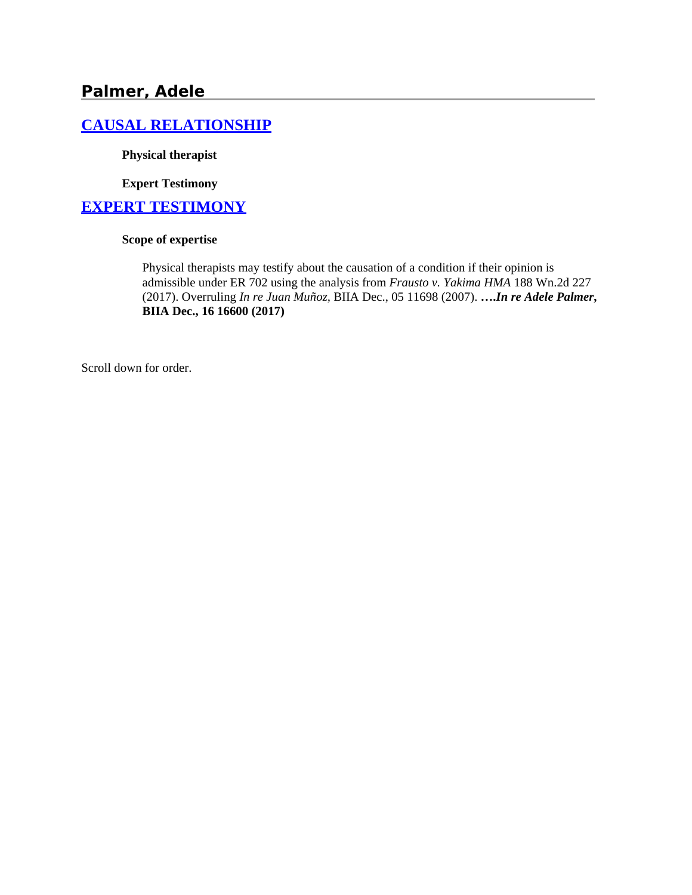## Palmer, Adele

### [CAUSAL RELATIONSHIP]

**Physical therapist**

**Expert Testimony**

### [EXPERT TESTIMONY]

**Scope of expertise**

Physical therapists may testify about the causation of a condition if their opinion is admissible under ER 702 using the analysis from *Frausto v. Yakima HMA* 188 Wn.2d 227 (2017). Overruling *In re Juan Muñoz,* BIIA Dec., 05 11698 (2007). ***….In re Adele Palmer,* BIIA Dec., 16 16600 (2017)**

Scroll down for order.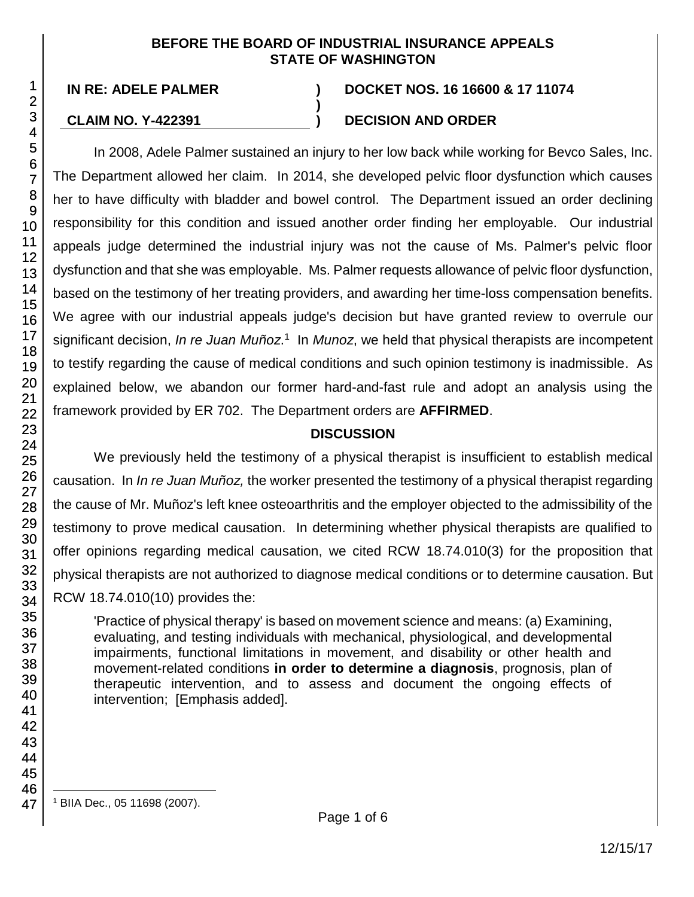**BEFORE THE BOARD OF INDUSTRIAL INSURANCE APPEALS**
**STATE OF WASHINGTON**

| | | |
|---|---|---|
| **IN RE: ADELE PALMER** | **)** | **DOCKET NOS. 16 16600 & 17 11074** |
| | **)** | |
| **CLAIM NO. Y-422391** | **)** | **DECISION AND ORDER** |

In 2008, Adele Palmer sustained an injury to her low back while working for Bevco Sales, Inc. The Department allowed her claim. In 2014, she developed pelvic floor dysfunction which causes her to have difficulty with bladder and bowel control. The Department issued an order declining responsibility for this condition and issued another order finding her employable. Our industrial appeals judge determined the industrial injury was not the cause of Ms. Palmer's pelvic floor dysfunction and that she was employable. Ms. Palmer requests allowance of pelvic floor dysfunction, based on the testimony of her treating providers, and awarding her time-loss compensation benefits. We agree with our industrial appeals judge's decision but have granted review to overrule our significant decision, *In re Juan Muñoz*.[1] In *Munoz*, we held that physical therapists are incompetent to testify regarding the cause of medical conditions and such opinion testimony is inadmissible. As explained below, we abandon our former hard-and-fast rule and adopt an analysis using the framework provided by ER 702. The Department orders are **AFFIRMED**.

## DISCUSSION

We previously held the testimony of a physical therapist is insufficient to establish medical causation. In *In re Juan Muñoz,* the worker presented the testimony of a physical therapist regarding the cause of Mr. Muñoz's left knee osteoarthritis and the employer objected to the admissibility of the testimony to prove medical causation. In determining whether physical therapists are qualified to offer opinions regarding medical causation, we cited RCW 18.74.010(3) for the proposition that physical therapists are not authorized to diagnose medical conditions or to determine causation. But RCW 18.74.010(10) provides the:

> 'Practice of physical therapy' is based on movement science and means: (a) Examining, evaluating, and testing individuals with mechanical, physiological, and developmental impairments, functional limitations in movement, and disability or other health and movement-related conditions **in order to determine a diagnosis**, prognosis, plan of therapeutic intervention, and to assess and document the ongoing effects of intervention; [Emphasis added].

---

[1] BIIA Dec., 05 11698 (2007).

12/15/17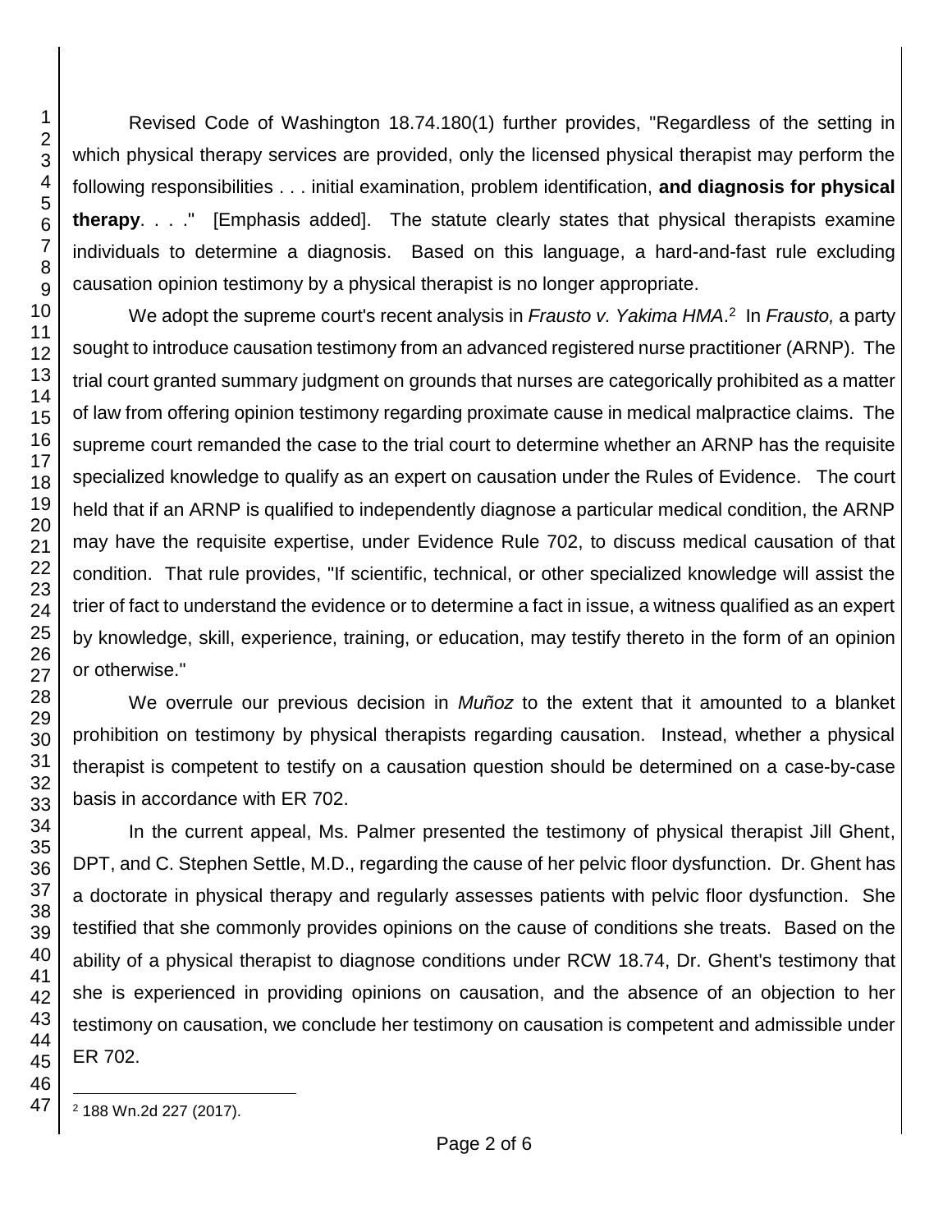Revised Code of Washington 18.74.180(1) further provides, "Regardless of the setting in which physical therapy services are provided, only the licensed physical therapist may perform the following responsibilities . . . initial examination, problem identification, **and diagnosis for physical therapy**. . . ." [Emphasis added]. The statute clearly states that physical therapists examine individuals to determine a diagnosis. Based on this language, a hard-and-fast rule excluding causation opinion testimony by a physical therapist is no longer appropriate.

We adopt the supreme court's recent analysis in *Frausto v. Yakima HMA*.[2] In *Frausto,* a party sought to introduce causation testimony from an advanced registered nurse practitioner (ARNP). The trial court granted summary judgment on grounds that nurses are categorically prohibited as a matter of law from offering opinion testimony regarding proximate cause in medical malpractice claims. The supreme court remanded the case to the trial court to determine whether an ARNP has the requisite specialized knowledge to qualify as an expert on causation under the Rules of Evidence. The court held that if an ARNP is qualified to independently diagnose a particular medical condition, the ARNP may have the requisite expertise, under Evidence Rule 702, to discuss medical causation of that condition. That rule provides, "If scientific, technical, or other specialized knowledge will assist the trier of fact to understand the evidence or to determine a fact in issue, a witness qualified as an expert by knowledge, skill, experience, training, or education, may testify thereto in the form of an opinion or otherwise."

We overrule our previous decision in *Muñoz* to the extent that it amounted to a blanket prohibition on testimony by physical therapists regarding causation. Instead, whether a physical therapist is competent to testify on a causation question should be determined on a case-by-case basis in accordance with ER 702.

In the current appeal, Ms. Palmer presented the testimony of physical therapist Jill Ghent, DPT, and C. Stephen Settle, M.D., regarding the cause of her pelvic floor dysfunction. Dr. Ghent has a doctorate in physical therapy and regularly assesses patients with pelvic floor dysfunction. She testified that she commonly provides opinions on the cause of conditions she treats. Based on the ability of a physical therapist to diagnose conditions under RCW 18.74, Dr. Ghent's testimony that she is experienced in providing opinions on causation, and the absence of an objection to her testimony on causation, we conclude her testimony on causation is competent and admissible under ER 702.

[2] 188 Wn.2d 227 (2017).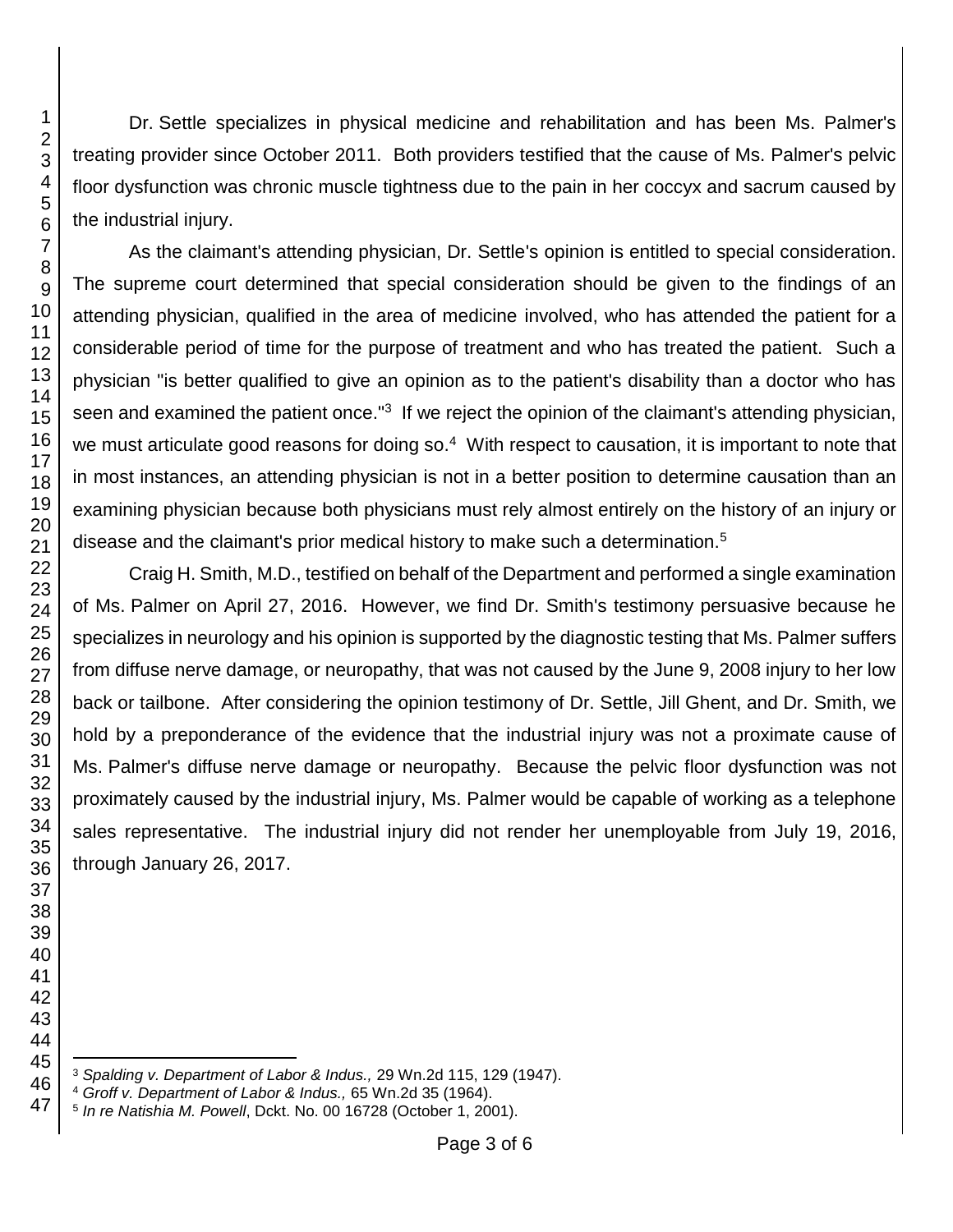Dr. Settle specializes in physical medicine and rehabilitation and has been Ms. Palmer's treating provider since October 2011. Both providers testified that the cause of Ms. Palmer's pelvic floor dysfunction was chronic muscle tightness due to the pain in her coccyx and sacrum caused by the industrial injury.

As the claimant's attending physician, Dr. Settle's opinion is entitled to special consideration. The supreme court determined that special consideration should be given to the findings of an attending physician, qualified in the area of medicine involved, who has attended the patient for a considerable period of time for the purpose of treatment and who has treated the patient. Such a physician "is better qualified to give an opinion as to the patient's disability than a doctor who has seen and examined the patient once."[3] If we reject the opinion of the claimant's attending physician, we must articulate good reasons for doing so.[4] With respect to causation, it is important to note that in most instances, an attending physician is not in a better position to determine causation than an examining physician because both physicians must rely almost entirely on the history of an injury or disease and the claimant's prior medical history to make such a determination.[5]

Craig H. Smith, M.D., testified on behalf of the Department and performed a single examination of Ms. Palmer on April 27, 2016. However, we find Dr. Smith's testimony persuasive because he specializes in neurology and his opinion is supported by the diagnostic testing that Ms. Palmer suffers from diffuse nerve damage, or neuropathy, that was not caused by the June 9, 2008 injury to her low back or tailbone. After considering the opinion testimony of Dr. Settle, Jill Ghent, and Dr. Smith, we hold by a preponderance of the evidence that the industrial injury was not a proximate cause of Ms. Palmer's diffuse nerve damage or neuropathy. Because the pelvic floor dysfunction was not proximately caused by the industrial injury, Ms. Palmer would be capable of working as a telephone sales representative. The industrial injury did not render her unemployable from July 19, 2016, through January 26, 2017.

---

[3] *Spalding v. Department of Labor & Indus.,* 29 Wn.2d 115, 129 (1947).

[4] *Groff v. Department of Labor & Indus.,* 65 Wn.2d 35 (1964).

[5] *In re Natishia M. Powell*, Dckt. No. 00 16728 (October 1, 2001).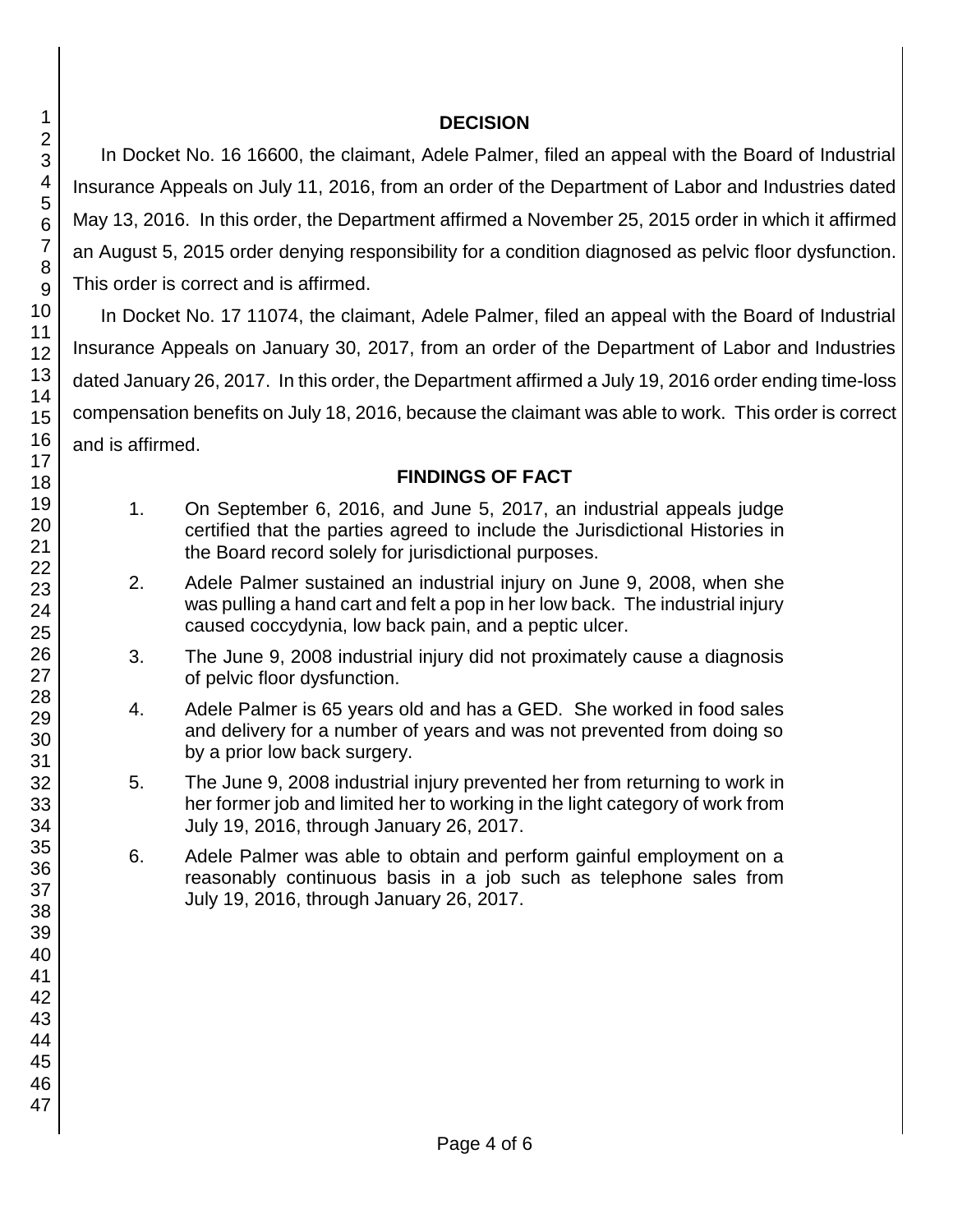## DECISION

In Docket No. 16 16600, the claimant, Adele Palmer, filed an appeal with the Board of Industrial Insurance Appeals on July 11, 2016, from an order of the Department of Labor and Industries dated May 13, 2016. In this order, the Department affirmed a November 25, 2015 order in which it affirmed an August 5, 2015 order denying responsibility for a condition diagnosed as pelvic floor dysfunction. This order is correct and is affirmed.

In Docket No. 17 11074, the claimant, Adele Palmer, filed an appeal with the Board of Industrial Insurance Appeals on January 30, 2017, from an order of the Department of Labor and Industries dated January 26, 2017. In this order, the Department affirmed a July 19, 2016 order ending time-loss compensation benefits on July 18, 2016, because the claimant was able to work. This order is correct and is affirmed.

## FINDINGS OF FACT

1. On September 6, 2016, and June 5, 2017, an industrial appeals judge certified that the parties agreed to include the Jurisdictional Histories in the Board record solely for jurisdictional purposes.

2. Adele Palmer sustained an industrial injury on June 9, 2008, when she was pulling a hand cart and felt a pop in her low back. The industrial injury caused coccydynia, low back pain, and a peptic ulcer.

3. The June 9, 2008 industrial injury did not proximately cause a diagnosis of pelvic floor dysfunction.

4. Adele Palmer is 65 years old and has a GED. She worked in food sales and delivery for a number of years and was not prevented from doing so by a prior low back surgery.

5. The June 9, 2008 industrial injury prevented her from returning to work in her former job and limited her to working in the light category of work from July 19, 2016, through January 26, 2017.

6. Adele Palmer was able to obtain and perform gainful employment on a reasonably continuous basis in a job such as telephone sales from July 19, 2016, through January 26, 2017.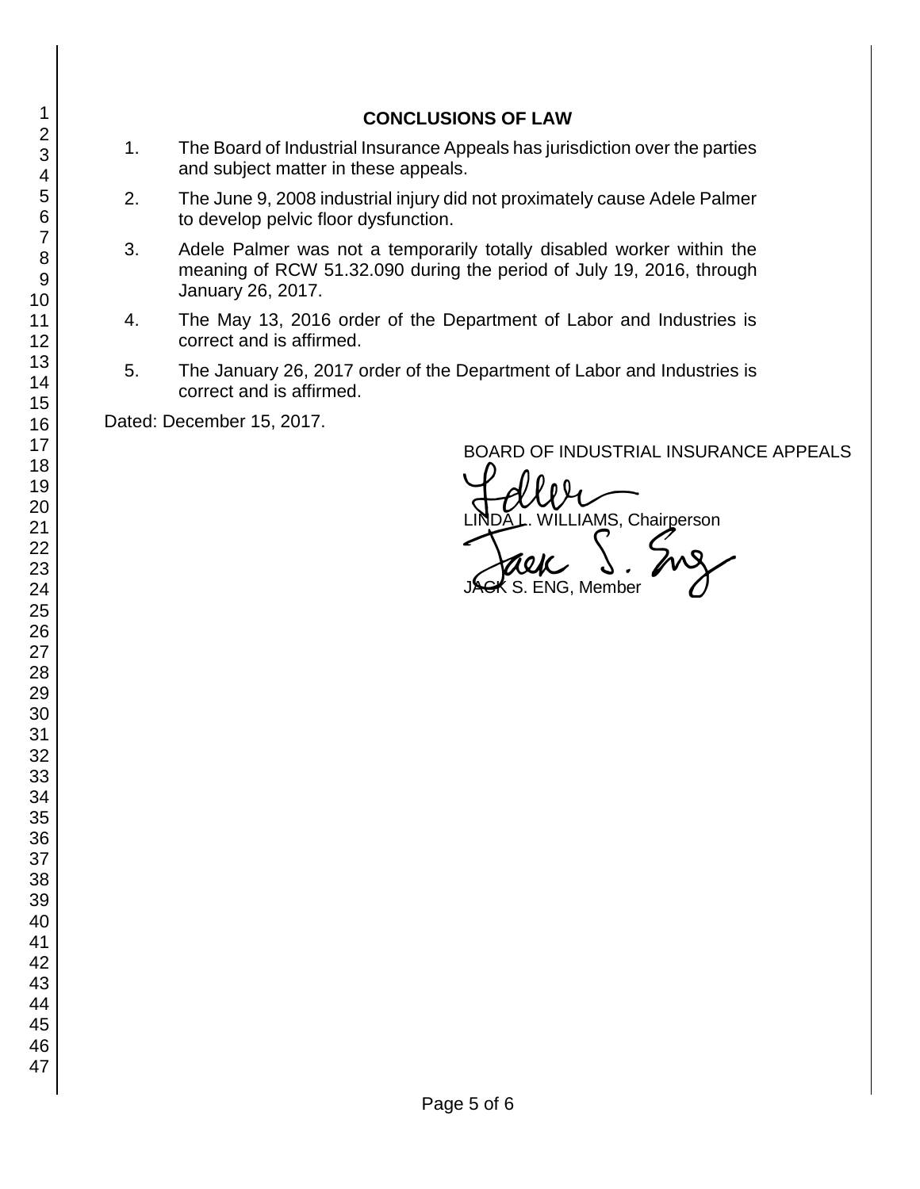## CONCLUSIONS OF LAW

1. The Board of Industrial Insurance Appeals has jurisdiction over the parties and subject matter in these appeals.

2. The June 9, 2008 industrial injury did not proximately cause Adele Palmer to develop pelvic floor dysfunction.

3. Adele Palmer was not a temporarily totally disabled worker within the meaning of RCW 51.32.090 during the period of July 19, 2016, through January 26, 2017.

4. The May 13, 2016 order of the Department of Labor and Industries is correct and is affirmed.

5. The January 26, 2017 order of the Department of Labor and Industries is correct and is affirmed.

Dated: December 15, 2017.

BOARD OF INDUSTRIAL INSURANCE APPEALS

LINDA L. WILLIAMS, Chairperson

JACK S. ENG, Member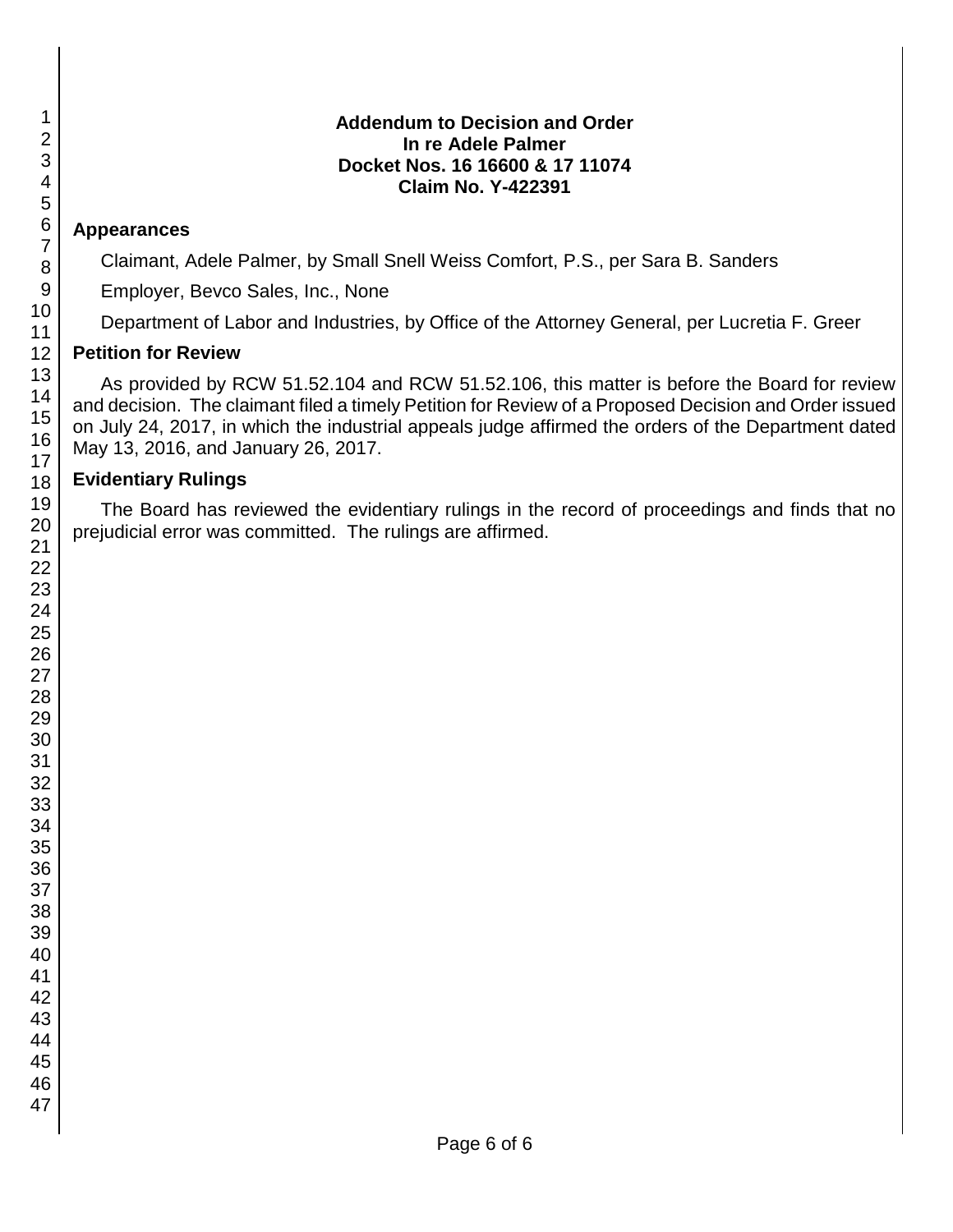**Addendum to Decision and Order**
**In re Adele Palmer**
**Docket Nos. 16 16600 & 17 11074**
**Claim No. Y-422391**

## Appearances

Claimant, Adele Palmer, by Small Snell Weiss Comfort, P.S., per Sara B. Sanders

Employer, Bevco Sales, Inc., None

Department of Labor and Industries, by Office of the Attorney General, per Lucretia F. Greer

## Petition for Review

As provided by RCW 51.52.104 and RCW 51.52.106, this matter is before the Board for review and decision. The claimant filed a timely Petition for Review of a Proposed Decision and Order issued on July 24, 2017, in which the industrial appeals judge affirmed the orders of the Department dated May 13, 2016, and January 26, 2017.

## Evidentiary Rulings

The Board has reviewed the evidentiary rulings in the record of proceedings and finds that no prejudicial error was committed. The rulings are affirmed.